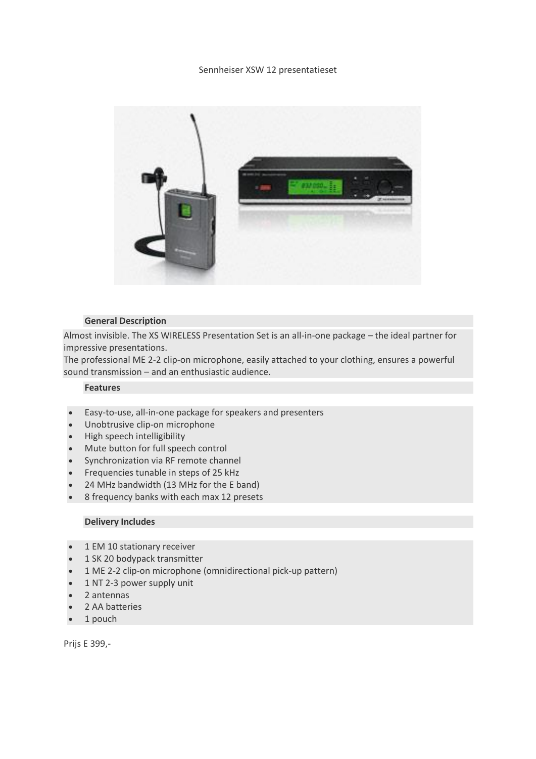Sennheiser XSW 12 presentatieset

**General Description**

Almost invisible. The XS WIRELESS Presentation Set is an all-in-one package – the ideal partner for impressive presentations.
The professional ME 2-2 clip-on microphone, easily attached to your clothing, ensures a powerful sound transmission – and an enthusiastic audience.

**Features**

- Easy-to-use, all-in-one package for speakers and presenters
- Unobtrusive clip-on microphone
- High speech intelligibility
- Mute button for full speech control
- Synchronization via RF remote channel
- Frequencies tunable in steps of 25 kHz
- 24 MHz bandwidth (13 MHz for the E band)
- 8 frequency banks with each max 12 presets

**Delivery Includes**

- 1 EM 10 stationary receiver
- 1 SK 20 bodypack transmitter
- 1 ME 2-2 clip-on microphone (omnidirectional pick-up pattern)
- 1 NT 2-3 power supply unit
- 2 antennas
- 2 AA batteries
- 1 pouch

Prijs E 399,-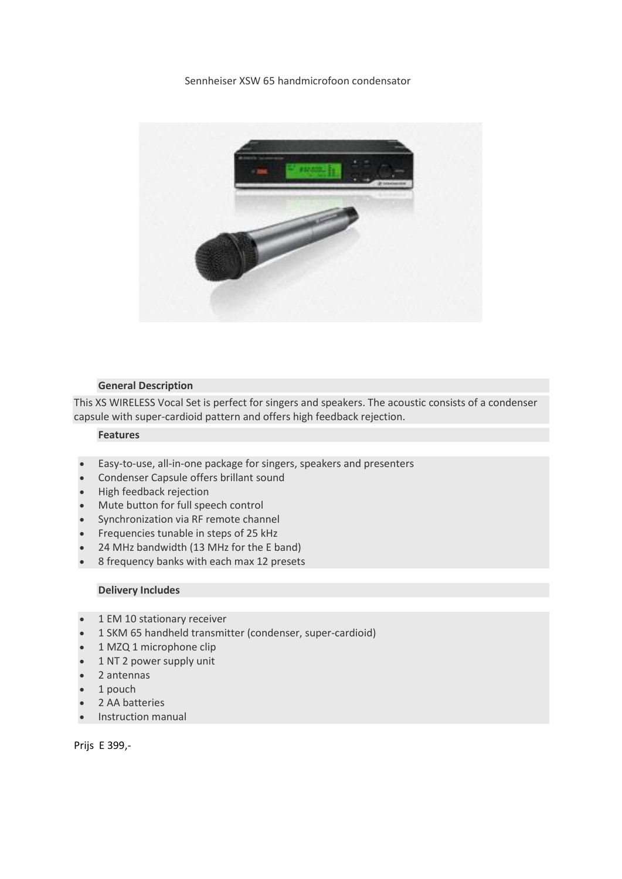Sennheiser XSW 65 handmicrofoon condensator

**General Description**

This XS WIRELESS Vocal Set is perfect for singers and speakers. The acoustic consists of a condenser capsule with super-cardioid pattern and offers high feedback rejection.

**Features**

- Easy-to-use, all-in-one package for singers, speakers and presenters
- Condenser Capsule offers brillant sound
- High feedback rejection
- Mute button for full speech control
- Synchronization via RF remote channel
- Frequencies tunable in steps of 25 kHz
- 24 MHz bandwidth (13 MHz for the E band)
- 8 frequency banks with each max 12 presets

**Delivery Includes**

- 1 EM 10 stationary receiver
- 1 SKM 65 handheld transmitter (condenser, super-cardioid)
- 1 MZQ 1 microphone clip
- 1 NT 2 power supply unit
- 2 antennas
- 1 pouch
- 2 AA batteries
- Instruction manual

Prijs E 399,-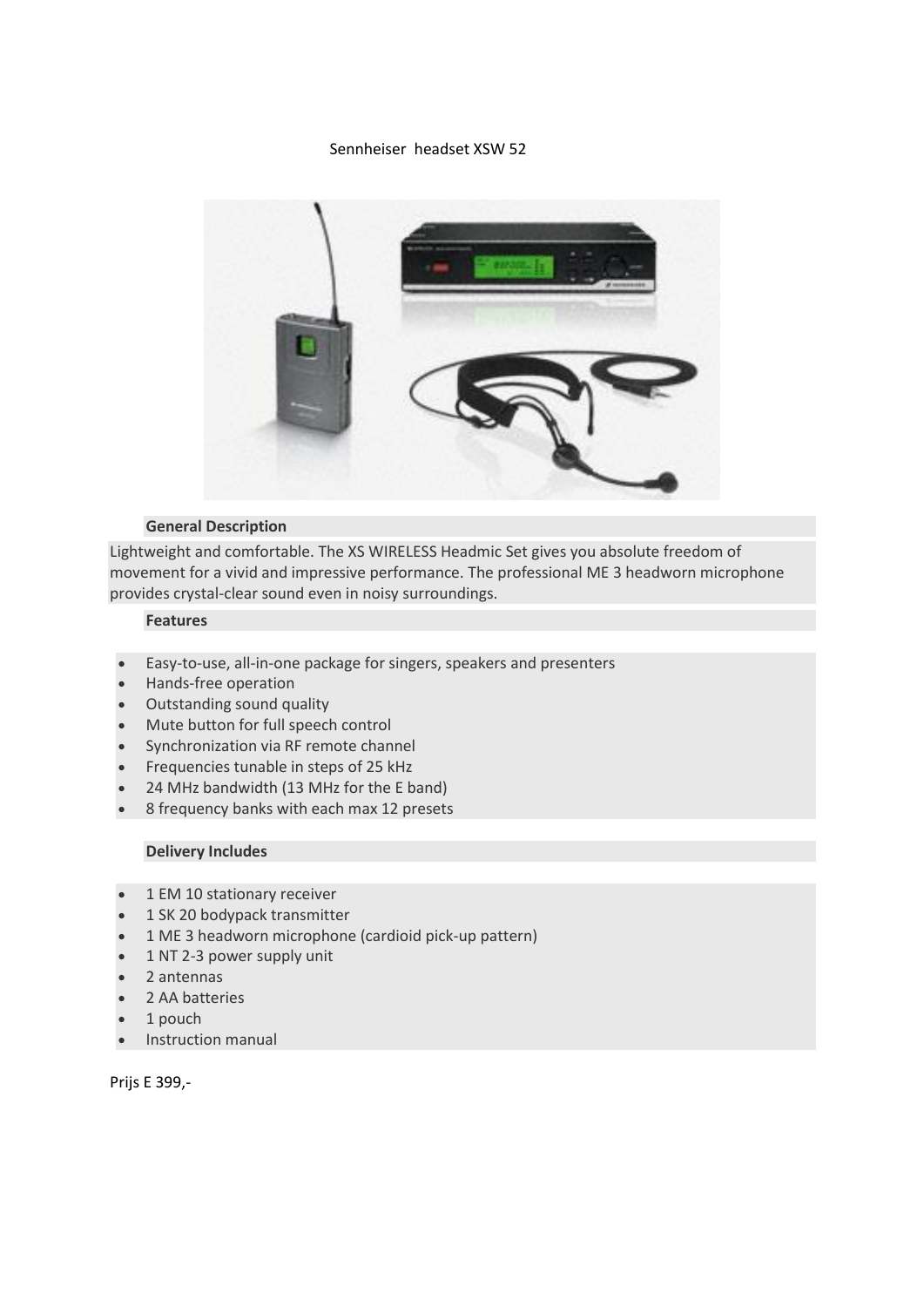Sennheiser headset XSW 52

### General Description

Lightweight and comfortable. The XS WIRELESS Headmic Set gives you absolute freedom of movement for a vivid and impressive performance. The professional ME 3 headworn microphone provides crystal-clear sound even in noisy surroundings.

### Features

- Easy-to-use, all-in-one package for singers, speakers and presenters
- Hands-free operation
- Outstanding sound quality
- Mute button for full speech control
- Synchronization via RF remote channel
- Frequencies tunable in steps of 25 kHz
- 24 MHz bandwidth (13 MHz for the E band)
- 8 frequency banks with each max 12 presets

### Delivery Includes

- 1 EM 10 stationary receiver
- 1 SK 20 bodypack transmitter
- 1 ME 3 headworn microphone (cardioid pick-up pattern)
- 1 NT 2-3 power supply unit
- 2 antennas
- 2 AA batteries
- 1 pouch
- Instruction manual

Prijs E 399,-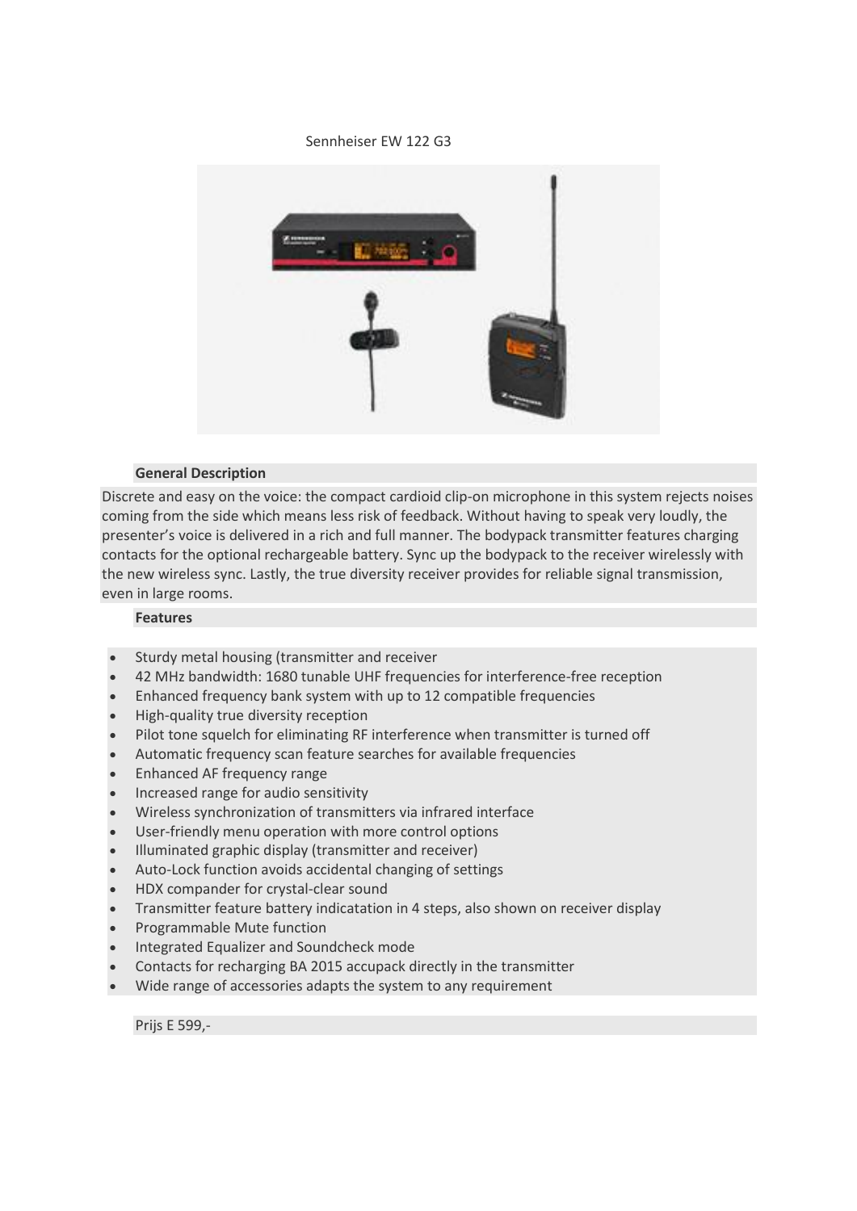Sennheiser EW 122 G3

**General Description**

Discrete and easy on the voice: the compact cardioid clip-on microphone in this system rejects noises coming from the side which means less risk of feedback. Without having to speak very loudly, the presenter's voice is delivered in a rich and full manner. The bodypack transmitter features charging contacts for the optional rechargeable battery. Sync up the bodypack to the receiver wirelessly with the new wireless sync. Lastly, the true diversity receiver provides for reliable signal transmission, even in large rooms.

**Features**

- Sturdy metal housing (transmitter and receiver
- 42 MHz bandwidth: 1680 tunable UHF frequencies for interference-free reception
- Enhanced frequency bank system with up to 12 compatible frequencies
- High-quality true diversity reception
- Pilot tone squelch for eliminating RF interference when transmitter is turned off
- Automatic frequency scan feature searches for available frequencies
- Enhanced AF frequency range
- Increased range for audio sensitivity
- Wireless synchronization of transmitters via infrared interface
- User-friendly menu operation with more control options
- Illuminated graphic display (transmitter and receiver)
- Auto-Lock function avoids accidental changing of settings
- HDX compander for crystal-clear sound
- Transmitter feature battery indicatation in 4 steps, also shown on receiver display
- Programmable Mute function
- Integrated Equalizer and Soundcheck mode
- Contacts for recharging BA 2015 accupack directly in the transmitter
- Wide range of accessories adapts the system to any requirement

Prijs E 599,-